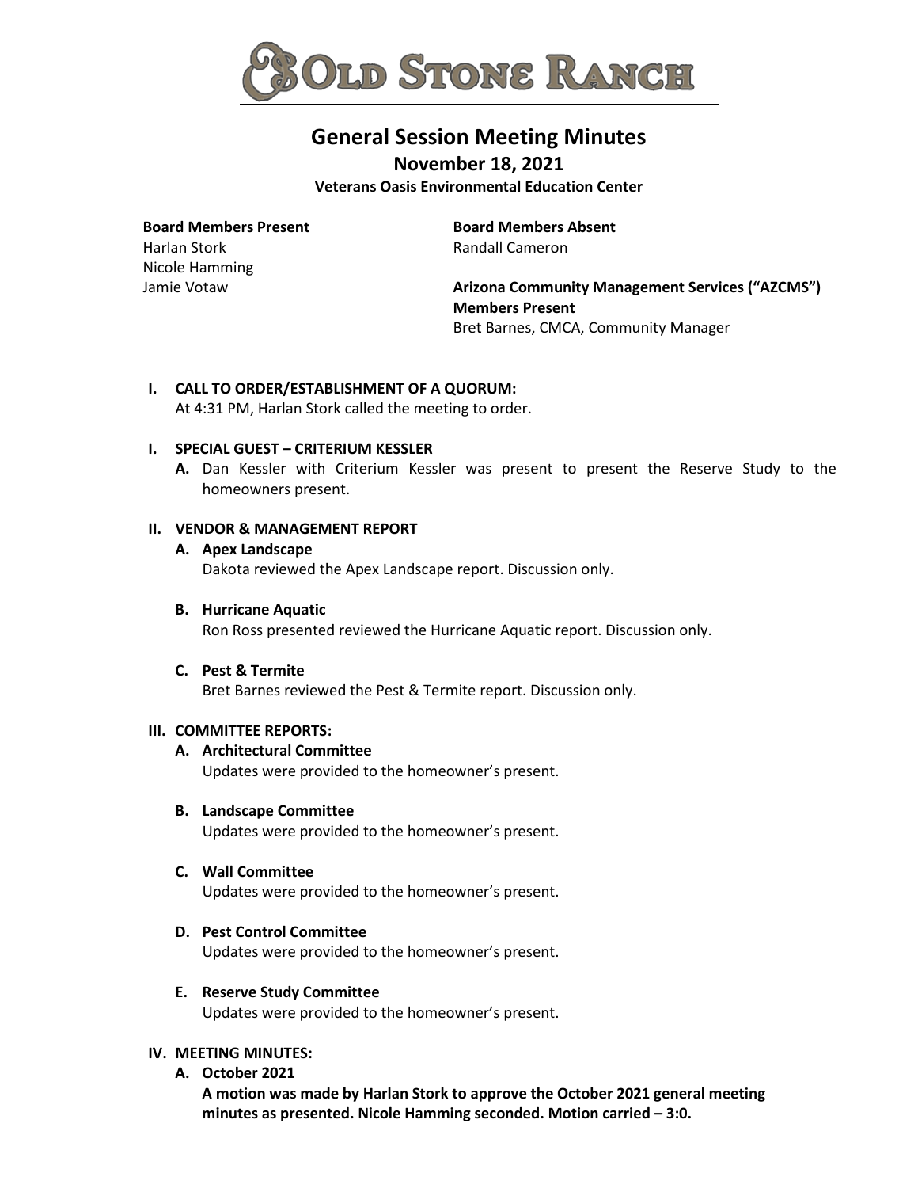# OLD STONE RANCH

## General Session Meeting Minutes

### November 18, 2021

**Veterans Oasis Environmental Education Center**

**Board Members Present**
Harlan Stork
Nicole Hamming
Jamie Votaw

**Board Members Absent**
Randall Cameron

**Arizona Community Management Services ("AZCMS") Members Present**
Bret Barnes, CMCA, Community Manager

**I. CALL TO ORDER/ESTABLISHMENT OF A QUORUM:**
At 4:31 PM, Harlan Stork called the meeting to order.

**I. SPECIAL GUEST – CRITERIUM KESSLER**

**A.** Dan Kessler with Criterium Kessler was present to present the Reserve Study to the homeowners present.

**II. VENDOR & MANAGEMENT REPORT**

**A. Apex Landscape**
Dakota reviewed the Apex Landscape report. Discussion only.

**B. Hurricane Aquatic**
Ron Ross presented reviewed the Hurricane Aquatic report. Discussion only.

**C. Pest & Termite**
Bret Barnes reviewed the Pest & Termite report. Discussion only.

**III. COMMITTEE REPORTS:**

**A. Architectural Committee**
Updates were provided to the homeowner's present.

**B. Landscape Committee**
Updates were provided to the homeowner's present.

**C. Wall Committee**
Updates were provided to the homeowner's present.

**D. Pest Control Committee**
Updates were provided to the homeowner's present.

**E. Reserve Study Committee**
Updates were provided to the homeowner's present.

**IV. MEETING MINUTES:**

**A. October 2021**
**A motion was made by Harlan Stork to approve the October 2021 general meeting minutes as presented. Nicole Hamming seconded. Motion carried – 3:0.**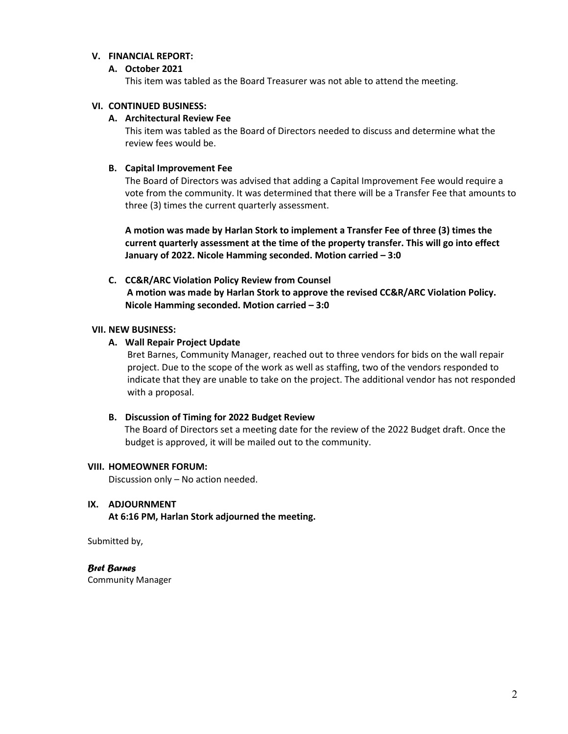## V. FINANCIAL REPORT:

### A. October 2021

This item was tabled as the Board Treasurer was not able to attend the meeting.

## VI. CONTINUED BUSINESS:

### A. Architectural Review Fee

This item was tabled as the Board of Directors needed to discuss and determine what the review fees would be.

### B. Capital Improvement Fee

The Board of Directors was advised that adding a Capital Improvement Fee would require a vote from the community. It was determined that there will be a Transfer Fee that amounts to three (3) times the current quarterly assessment.

**A motion was made by Harlan Stork to implement a Transfer Fee of three (3) times the current quarterly assessment at the time of the property transfer. This will go into effect January of 2022. Nicole Hamming seconded. Motion carried – 3:0**

### C. CC&R/ARC Violation Policy Review from Counsel

**A motion was made by Harlan Stork to approve the revised CC&R/ARC Violation Policy. Nicole Hamming seconded. Motion carried – 3:0**

## VII. NEW BUSINESS:

### A. Wall Repair Project Update

Bret Barnes, Community Manager, reached out to three vendors for bids on the wall repair project. Due to the scope of the work as well as staffing, two of the vendors responded to indicate that they are unable to take on the project. The additional vendor has not responded with a proposal.

### B. Discussion of Timing for 2022 Budget Review

The Board of Directors set a meeting date for the review of the 2022 Budget draft. Once the budget is approved, it will be mailed out to the community.

## VIII. HOMEOWNER FORUM:

Discussion only – No action needed.

## IX. ADJOURNMENT

**At 6:16 PM, Harlan Stork adjourned the meeting.**

Submitted by,

***Bret Barnes***
Community Manager